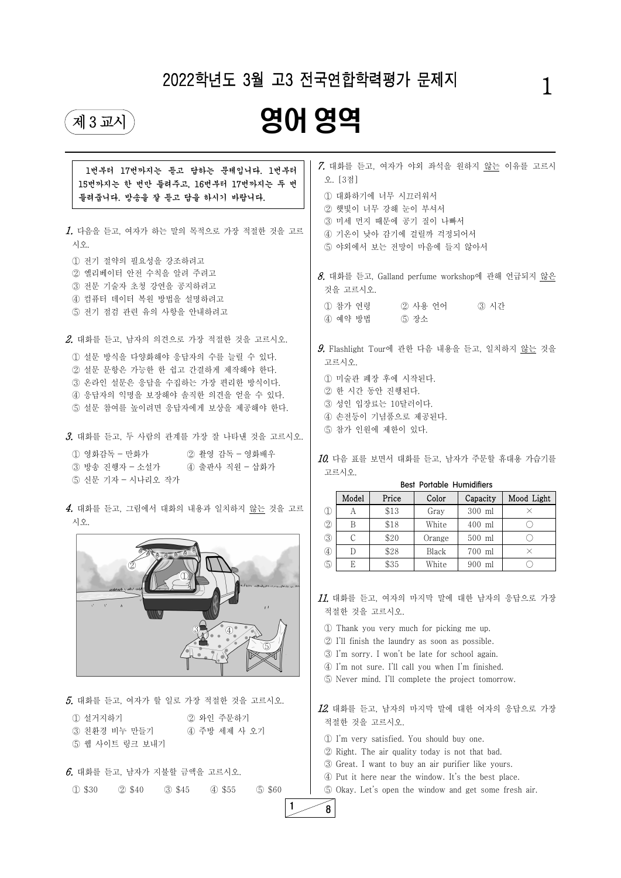# 2022학년도 3월 고3 전국연합학력평가 문제지

제 3 교시

# 영어 영역

**1번부터 17번까지는 듣고 답하는 문제입니다. 1번부터 15번까지는 한 번만 들려주고, 16번부터 17번까지는 두 번 들려줍니다. 방송을 잘 듣고 답을 하시기 바랍니다.**

**1.** 다음을 듣고, 여자가 하는 말의 목적으로 가장 적절한 것을 고르시오.

① 전기 절약의 필요성을 강조하려고
② 엘리베이터 안전 수칙을 알려 주려고
③ 전문 기술자 초청 강연을 공지하려고
④ 컴퓨터 데이터 복원 방법을 설명하려고
⑤ 전기 점검 관련 유의 사항을 안내하려고

**2.** 대화를 듣고, 남자의 의견으로 가장 적절한 것을 고르시오.

① 설문 방식을 다양화해야 응답자의 수를 늘릴 수 있다.
② 설문 문항은 가능한 한 쉽고 간결하게 제작해야 한다.
③ 온라인 설문은 응답을 수집하는 가장 편리한 방식이다.
④ 응답자의 익명을 보장해야 솔직한 의견을 얻을 수 있다.
⑤ 설문 참여를 높이려면 응답자에게 보상을 제공해야 한다.

**3.** 대화를 듣고, 두 사람의 관계를 가장 잘 나타낸 것을 고르시오.

① 영화감독 ‒ 만화가
② 촬영 감독 ‒ 영화배우
③ 방송 진행자 ‒ 소설가
④ 출판사 직원 ‒ 삽화가
⑤ 신문 기자 ‒ 시나리오 작가

**4.** 대화를 듣고, 그림에서 대화의 내용과 일치하지 않는 것을 고르시오.

**5.** 대화를 듣고, 여자가 할 일로 가장 적절한 것을 고르시오.

① 설거지하기
② 와인 주문하기
③ 친환경 비누 만들기
④ 주방 세제 사 오기
⑤ 웹 사이트 링크 보내기

**6.** 대화를 듣고, 남자가 지불할 금액을 고르시오.

① $30 ② $40 ③ $45 ④ $55 ⑤ $60

**7.** 대화를 듣고, 여자가 야외 좌석을 원하지 않는 이유를 고르시오. [3점]

① 대화하기에 너무 시끄러워서
② 햇빛이 너무 강해 눈이 부셔서
③ 미세 먼지 때문에 공기 질이 나빠서
④ 기온이 낮아 감기에 걸릴까 걱정되어서
⑤ 야외에서 보는 전망이 마음에 들지 않아서

**8.** 대화를 듣고, Galland perfume workshop에 관해 언급되지 않은 것을 고르시오.

① 참가 연령
② 사용 언어
③ 시간
④ 예약 방법
⑤ 장소

**9.** Flashlight Tour에 관한 다음 내용을 듣고, 일치하지 않는 것을 고르시오.

① 미술관 폐장 후에 시작된다.
② 한 시간 동안 진행된다.
③ 성인 입장료는 10달러이다.
④ 손전등이 기념품으로 제공된다.
⑤ 참가 인원에 제한이 있다.

**10.** 다음 표를 보면서 대화를 듣고, 남자가 주문할 휴대용 가습기를 고르시오.

**Best Portable Humidifiers**

| | Model | Price | Color | Capacity | Mood Light |
|---|---|---|---|---|---|
| ① | A | $13 | Gray | 300 ml | × |
| ② | B | $18 | White | 400 ml | ○ |
| ③ | C | $20 | Orange | 500 ml | ○ |
| ④ | D | $28 | Black | 700 ml | × |
| ⑤ | E | $35 | White | 900 ml | ○ |

**11.** 대화를 듣고, 여자의 마지막 말에 대한 남자의 응답으로 가장 적절한 것을 고르시오.

① Thank you very much for picking me up.
② I'll finish the laundry as soon as possible.
③ I'm sorry. I won't be late for school again.
④ I'm not sure. I'll call you when I'm finished.
⑤ Never mind. I'll complete the project tomorrow.

**12.** 대화를 듣고, 남자의 마지막 말에 대한 여자의 응답으로 가장 적절한 것을 고르시오.

① I'm very satisfied. You should buy one.
② Right. The air quality today is not that bad.
③ Great. I want to buy an air purifier like yours.
④ Put it here near the window. It's the best place.
⑤ Okay. Let's open the window and get some fresh air.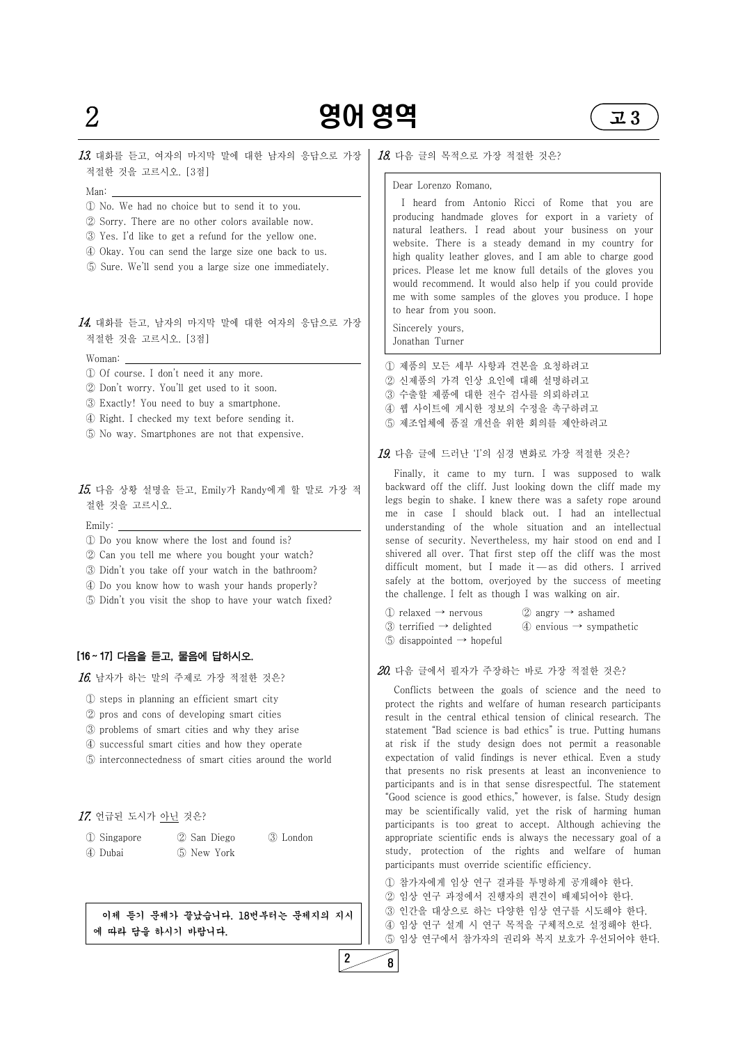**13.** 대화를 듣고, 여자의 마지막 말에 대한 남자의 응답으로 가장 적절한 것을 고르시오. [3점]

Man: ____________________

① No. We had no choice but to send it to you.
② Sorry. There are no other colors available now.
③ Yes. I'd like to get a refund for the yellow one.
④ Okay. You can send the large size one back to us.
⑤ Sure. We'll send you a large size one immediately.

**14.** 대화를 듣고, 남자의 마지막 말에 대한 여자의 응답으로 가장 적절한 것을 고르시오. [3점]

Woman: ____________________

① Of course. I don't need it any more.
② Don't worry. You'll get used to it soon.
③ Exactly! You need to buy a smartphone.
④ Right. I checked my text before sending it.
⑤ No way. Smartphones are not that expensive.

**15.** 다음 상황 설명을 듣고, Emily가 Randy에게 할 말로 가장 적절한 것을 고르시오.

Emily: ____________________

① Do you know where the lost and found is?
② Can you tell me where you bought your watch?
③ Didn't you take off your watch in the bathroom?
④ Do you know how to wash your hands properly?
⑤ Didn't you visit the shop to have your watch fixed?

**[16 ~ 17] 다음을 듣고, 물음에 답하시오.**

**16.** 남자가 하는 말의 주제로 가장 적절한 것은?

① steps in planning an efficient smart city
② pros and cons of developing smart cities
③ problems of smart cities and why they arise
④ successful smart cities and how they operate
⑤ interconnectedness of smart cities around the world

**17.** 언급된 도시가 아닌 것은?

① Singapore ② San Diego ③ London
④ Dubai ⑤ New York

**이제 듣기 문제가 끝났습니다. 18번부터는 문제지의 지시에 따라 답을 하시기 바랍니다.**

**18.** 다음 글의 목적으로 가장 적절한 것은?

> Dear Lorenzo Romano,
>
> I heard from Antonio Ricci of Rome that you are producing handmade gloves for export in a variety of natural leathers. I read about your business on your website. There is a steady demand in my country for high quality leather gloves, and I am able to charge good prices. Please let me know full details of the gloves you would recommend. It would also help if you could provide me with some samples of the gloves you produce. I hope to hear from you soon.
>
> Sincerely yours,
> Jonathan Turner

① 제품의 모든 세부 사항과 견본을 요청하려고
② 신제품의 가격 인상 요인에 대해 설명하려고
③ 수출할 제품에 대한 전수 검사를 의뢰하려고
④ 웹 사이트에 게시한 정보의 수정을 촉구하려고
⑤ 제조업체에 품질 개선을 위한 회의를 제안하려고

**19.** 다음 글에 드러난 'I'의 심경 변화로 가장 적절한 것은?

Finally, it came to my turn. I was supposed to walk backward off the cliff. Just looking down the cliff made my legs begin to shake. I knew there was a safety rope around me in case I should black out. I had an intellectual understanding of the whole situation and an intellectual sense of security. Nevertheless, my hair stood on end and I shivered all over. That first step off the cliff was the most difficult moment, but I made it — as did others. I arrived safely at the bottom, overjoyed by the success of meeting the challenge. I felt as though I was walking on air.

① relaxed → nervous ② angry → ashamed
③ terrified → delighted ④ envious → sympathetic
⑤ disappointed → hopeful

**20.** 다음 글에서 필자가 주장하는 바로 가장 적절한 것은?

Conflicts between the goals of science and the need to protect the rights and welfare of human research participants result in the central ethical tension of clinical research. The statement "Bad science is bad ethics" is true. Putting humans at risk if the study design does not permit a reasonable expectation of valid findings is never ethical. Even a study that presents no risk presents at least an inconvenience to participants and is in that sense disrespectful. The statement "Good science is good ethics," however, is false. Study design may be scientifically valid, yet the risk of harming human participants is too great to accept. Although achieving the appropriate scientific ends is always the necessary goal of a study, protection of the rights and welfare of human participants must override scientific efficiency.

① 참가자에게 임상 연구 결과를 투명하게 공개해야 한다.
② 임상 연구 과정에서 진행자의 편견이 배제되어야 한다.
③ 인간을 대상으로 하는 다양한 임상 연구를 시도해야 한다.
④ 임상 연구 설계 시 연구 목적을 구체적으로 설정해야 한다.
⑤ 임상 연구에서 참가자의 권리와 복지 보호가 우선되어야 한다.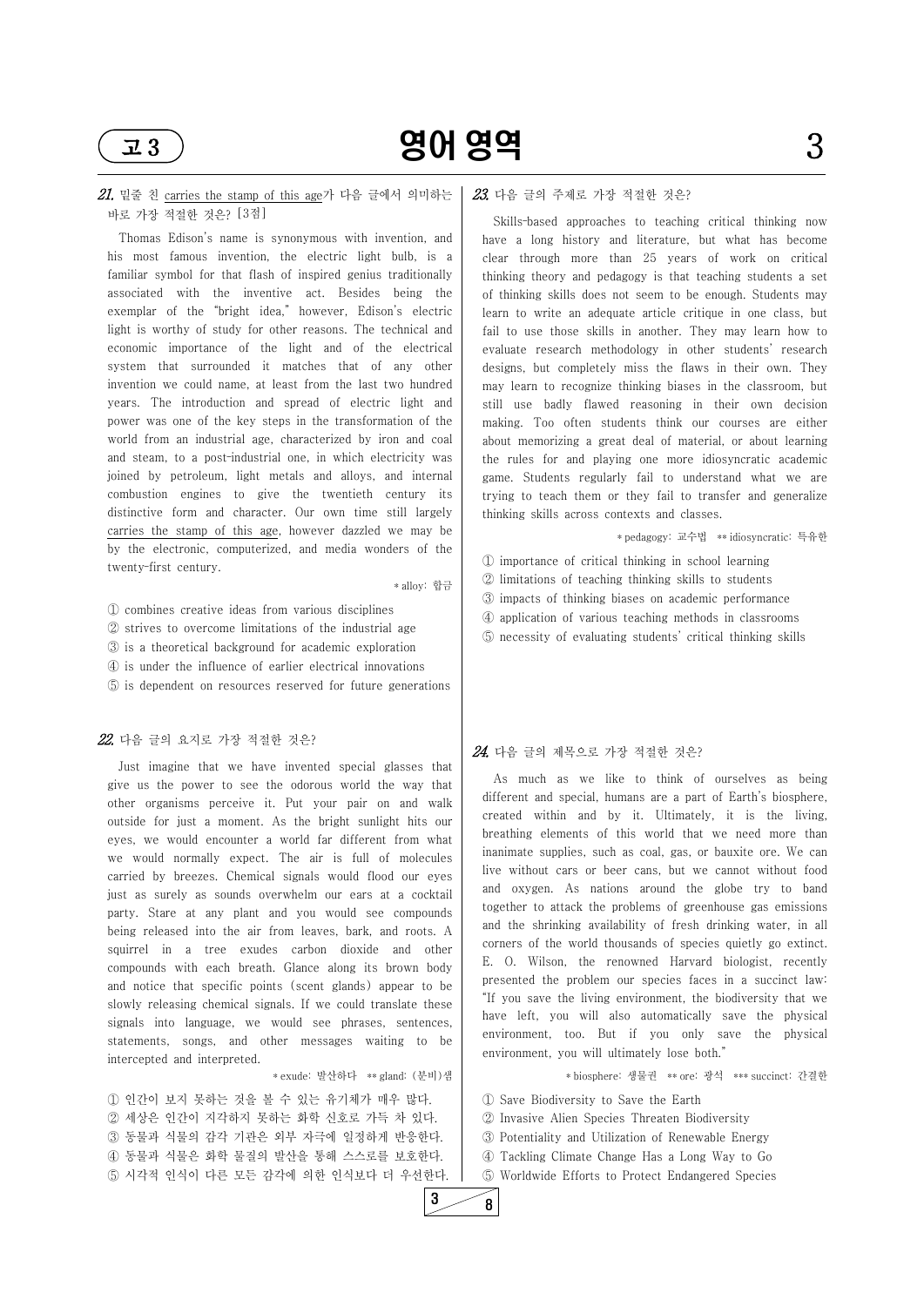**21.** 밑줄 친 <u>carries the stamp of this age</u>가 다음 글에서 의미하는 바로 가장 적절한 것은? [3점]

Thomas Edison's name is synonymous with invention, and his most famous invention, the electric light bulb, is a familiar symbol for that flash of inspired genius traditionally associated with the inventive act. Besides being the exemplar of the "bright idea," however, Edison's electric light is worthy of study for other reasons. The technical and economic importance of the light and of the electrical system that surrounded it matches that of any other invention we could name, at least from the last two hundred years. The introduction and spread of electric light and power was one of the key steps in the transformation of the world from an industrial age, characterized by iron and coal and steam, to a post-industrial one, in which electricity was joined by petroleum, light metals and alloys, and internal combustion engines to give the twentieth century its distinctive form and character. Our own time still largely <u>carries the stamp of this age</u>, however dazzled we may be by the electronic, computerized, and media wonders of the twenty-first century.

\* alloy: 합금

① combines creative ideas from various disciplines
② strives to overcome limitations of the industrial age
③ is a theoretical background for academic exploration
④ is under the influence of earlier electrical innovations
⑤ is dependent on resources reserved for future generations

**22.** 다음 글의 요지로 가장 적절한 것은?

Just imagine that we have invented special glasses that give us the power to see the odorous world the way that other organisms perceive it. Put your pair on and walk outside for just a moment. As the bright sunlight hits our eyes, we would encounter a world far different from what we would normally expect. The air is full of molecules carried by breezes. Chemical signals would flood our eyes just as surely as sounds overwhelm our ears at a cocktail party. Stare at any plant and you would see compounds being released into the air from leaves, bark, and roots. A squirrel in a tree exudes carbon dioxide and other compounds with each breath. Glance along its brown body and notice that specific points (scent glands) appear to be slowly releasing chemical signals. If we could translate these signals into language, we would see phrases, sentences, statements, songs, and other messages waiting to be intercepted and interpreted.

\* exude: 발산하다 \*\* gland: (분비)샘

① 인간이 보지 못하는 것을 볼 수 있는 유기체가 매우 많다.
② 세상은 인간이 지각하지 못하는 화학 신호로 가득 차 있다.
③ 동물과 식물의 감각 기관은 외부 자극에 일정하게 반응한다.
④ 동물과 식물은 화학 물질의 발산을 통해 스스로를 보호한다.
⑤ 시각적 인식이 다른 모든 감각에 의한 인식보다 더 우선한다.

**23.** 다음 글의 주제로 가장 적절한 것은?

Skills-based approaches to teaching critical thinking now have a long history and literature, but what has become clear through more than 25 years of work on critical thinking theory and pedagogy is that teaching students a set of thinking skills does not seem to be enough. Students may learn to write an adequate article critique in one class, but fail to use those skills in another. They may learn how to evaluate research methodology in other students' research designs, but completely miss the flaws in their own. They may learn to recognize thinking biases in the classroom, but still use badly flawed reasoning in their own decision making. Too often students think our courses are either about memorizing a great deal of material, or about learning the rules for and playing one more idiosyncratic academic game. Students regularly fail to understand what we are trying to teach them or they fail to transfer and generalize thinking skills across contexts and classes.

\* pedagogy: 교수법 \*\* idiosyncratic: 특유한

① importance of critical thinking in school learning
② limitations of teaching thinking skills to students
③ impacts of thinking biases on academic performance
④ application of various teaching methods in classrooms
⑤ necessity of evaluating students' critical thinking skills

**24.** 다음 글의 제목으로 가장 적절한 것은?

As much as we like to think of ourselves as being different and special, humans are a part of Earth's biosphere, created within and by it. Ultimately, it is the living, breathing elements of this world that we need more than inanimate supplies, such as coal, gas, or bauxite ore. We can live without cars or beer cans, but we cannot without food and oxygen. As nations around the globe try to band together to attack the problems of greenhouse gas emissions and the shrinking availability of fresh drinking water, in all corners of the world thousands of species quietly go extinct. E. O. Wilson, the renowned Harvard biologist, recently presented the problem our species faces in a succinct law: "If you save the living environment, the biodiversity that we have left, you will also automatically save the physical environment, too. But if you only save the physical environment, you will ultimately lose both."

\* biosphere: 생물권 \*\* ore: 광석 \*\*\* succinct: 간결한

① Save Biodiversity to Save the Earth
② Invasive Alien Species Threaten Biodiversity
③ Potentiality and Utilization of Renewable Energy
④ Tackling Climate Change Has a Long Way to Go
⑤ Worldwide Efforts to Protect Endangered Species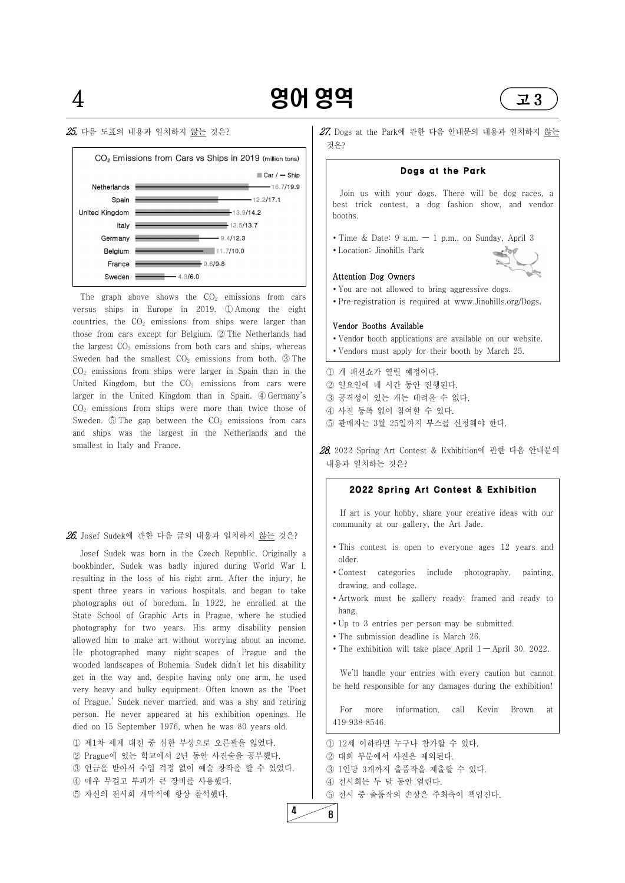**25.** 다음 도표의 내용과 일치하지 <u>않는</u> 것은?

**$CO_2$ Emissions from Cars vs Ships in 2019** (million tons)

| Country | Car | Ship |
|---|---|---|
| Netherlands | 16.7 | 19.9 |
| Spain | 12.2 | 17.1 |
| United Kingdom | 13.9 | 14.2 |
| Italy | 13.5 | 13.7 |
| Germany | 9.4 | 12.3 |
| Belgium | 11.7 | 10.0 |
| France | 9.6 | 9.8 |
| Sweden | 4.3 | 6.0 |

The graph above shows the $CO_2$ emissions from cars versus ships in Europe in 2019. ① Among the eight countries, the $CO_2$ emissions from ships were larger than those from cars except for Belgium. ② The Netherlands had the largest $CO_2$ emissions from both cars and ships, whereas Sweden had the smallest $CO_2$ emissions from both. ③ The $CO_2$ emissions from ships were larger in Spain than in the United Kingdom, but the $CO_2$ emissions from cars were larger in the United Kingdom than in Spain. ④ Germany's $CO_2$ emissions from ships were more than twice those of Sweden. ⑤ The gap between the $CO_2$ emissions from cars and ships was the largest in the Netherlands and the smallest in Italy and France.

**26.** Josef Sudek에 관한 다음 글의 내용과 일치하지 <u>않는</u> 것은?

Josef Sudek was born in the Czech Republic. Originally a bookbinder, Sudek was badly injured during World War I, resulting in the loss of his right arm. After the injury, he spent three years in various hospitals, and began to take photographs out of boredom. In 1922, he enrolled at the State School of Graphic Arts in Prague, where he studied photography for two years. His army disability pension allowed him to make art without worrying about an income. He photographed many night-scapes of Prague and the wooded landscapes of Bohemia. Sudek didn't let his disability get in the way and, despite having only one arm, he used very heavy and bulky equipment. Often known as the 'Poet of Prague,' Sudek never married, and was a shy and retiring person. He never appeared at his exhibition openings. He died on 15 September 1976, when he was 80 years old.

① 제1차 세계 대전 중 심한 부상으로 오른팔을 잃었다.
② Prague에 있는 학교에서 2년 동안 사진술을 공부했다.
③ 연금을 받아서 수입 걱정 없이 예술 창작을 할 수 있었다.
④ 매우 무겁고 부피가 큰 장비를 사용했다.
⑤ 자신의 전시회 개막식에 항상 참석했다.

**27.** Dogs at the Park에 관한 다음 안내문의 내용과 일치하지 <u>않는</u> 것은?

**Dogs at the Park**

Join us with your dogs. There will be dog races, a best trick contest, a dog fashion show, and vendor booths.

- Time & Date: 9 a.m. — 1 p.m., on Sunday, April 3
- Location: Jinohills Park

**Attention Dog Owners**
- You are not allowed to bring aggressive dogs.
- Pre-registration is required at www.Jinohills.org/Dogs.

**Vendor Booths Available**
- Vendor booth applications are available on our website.
- Vendors must apply for their booth by March 25.

① 개 패션쇼가 열릴 예정이다.
② 일요일에 네 시간 동안 진행된다.
③ 공격성이 있는 개는 데려올 수 없다.
④ 사전 등록 없이 참여할 수 있다.
⑤ 판매자는 3월 25일까지 부스를 신청해야 한다.

**28.** 2022 Spring Art Contest & Exhibition에 관한 다음 안내문의 내용과 일치하는 것은?

**2022 Spring Art Contest & Exhibition**

If art is your hobby, share your creative ideas with our community at our gallery, the Art Jade.

- This contest is open to everyone ages 12 years and older.
- Contest categories include photography, painting, drawing, and collage.
- Artwork must be gallery ready: framed and ready to hang.
- Up to 3 entries per person may be submitted.
- The submission deadline is March 26.
- The exhibition will take place April 1 — April 30, 2022.

We'll handle your entries with every caution but cannot be held responsible for any damages during the exhibition!

For more information, call Kevin Brown at 419-938-8546.

① 12세 이하라면 누구나 참가할 수 있다.
② 대회 부문에서 사진은 제외된다.
③ 1인당 3개까지 출품작을 제출할 수 있다.
④ 전시회는 두 달 동안 열린다.
⑤ 전시 중 출품작의 손상은 주최측이 책임진다.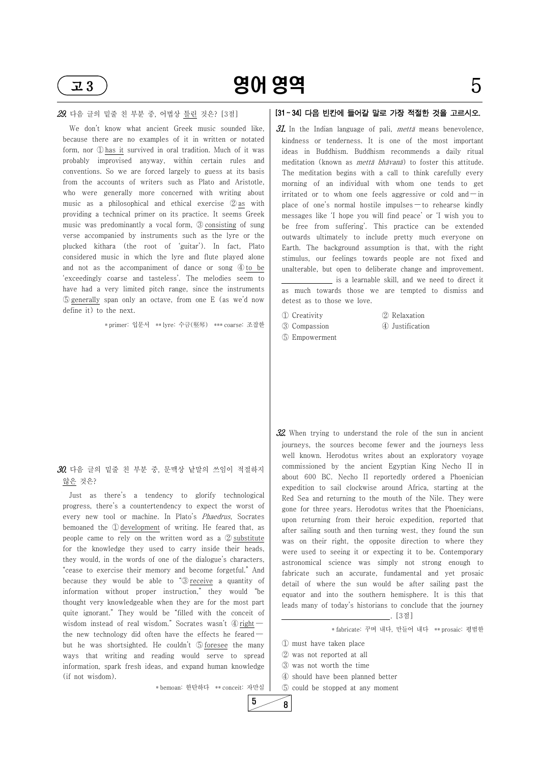**29.** 다음 글의 밑줄 친 부분 중, 어법상 틀린 것은? [3점]

We don't know what ancient Greek music sounded like, because there are no examples of it in written or notated form, nor ① has it survived in oral tradition. Much of it was probably improvised anyway, within certain rules and conventions. So we are forced largely to guess at its basis from the accounts of writers such as Plato and Aristotle, who were generally more concerned with writing about music as a philosophical and ethical exercise ② as with providing a technical primer on its practice. It seems Greek music was predominantly a vocal form, ③ consisting of sung verse accompanied by instruments such as the lyre or the plucked kithara (the root of 'guitar'). In fact, Plato considered music in which the lyre and flute played alone and not as the accompaniment of dance or song ④ to be 'exceedingly coarse and tasteless'. The melodies seem to have had a very limited pitch range, since the instruments ⑤ generally span only an octave, from one E (as we'd now define it) to the next.

\* primer: 입문서 \*\* lyre: 수금(竪琴) \*\*\* coarse: 조잡한

**30.** 다음 글의 밑줄 친 부분 중, 문맥상 낱말의 쓰임이 적절하지 않은 것은?

Just as there's a tendency to glorify technological progress, there's a countertendency to expect the worst of every new tool or machine. In Plato's *Phaedrus*, Socrates bemoaned the ① development of writing. He feared that, as people came to rely on the written word as a ② substitute for the knowledge they used to carry inside their heads, they would, in the words of one of the dialogue's characters, "cease to exercise their memory and become forgetful." And because they would be able to "③ receive a quantity of information without proper instruction," they would "be thought very knowledgeable when they are for the most part quite ignorant." They would be "filled with the conceit of wisdom instead of real wisdom." Socrates wasn't ④ right — the new technology did often have the effects he feared — but he was shortsighted. He couldn't ⑤ foresee the many ways that writing and reading would serve to spread information, spark fresh ideas, and expand human knowledge (if not wisdom).

\* bemoan: 한탄하다 \*\* conceit: 자만심

**[31~34] 다음 빈칸에 들어갈 말로 가장 적절한 것을 고르시오.**

**31.** In the Indian language of pali, *mettā* means benevolence, kindness or tenderness. It is one of the most important ideas in Buddhism. Buddhism recommends a daily ritual meditation (known as *mettā bhāvanā*) to foster this attitude. The meditation begins with a call to think carefully every morning of an individual with whom one tends to get irritated or to whom one feels aggressive or cold and — in place of one's normal hostile impulses — to rehearse kindly messages like 'I hope you will find peace' or 'I wish you to be free from suffering'. This practice can be extended outwards ultimately to include pretty much everyone on Earth. The background assumption is that, with the right stimulus, our feelings towards people are not fixed and unalterable, but open to deliberate change and improvement. ____________ is a learnable skill, and we need to direct it as much towards those we are tempted to dismiss and detest as to those we love.

① Creativity
② Relaxation
③ Compassion
④ Justification
⑤ Empowerment

**32.** When trying to understand the role of the sun in ancient journeys, the sources become fewer and the journeys less well known. Herodotus writes about an exploratory voyage commissioned by the ancient Egyptian King Necho II in about 600 BC. Necho II reportedly ordered a Phoenician expedition to sail clockwise around Africa, starting at the Red Sea and returning to the mouth of the Nile. They were gone for three years. Herodotus writes that the Phoenicians, upon returning from their heroic expedition, reported that after sailing south and then turning west, they found the sun was on their right, the opposite direction to where they were used to seeing it or expecting it to be. Contemporary astronomical science was simply not strong enough to fabricate such an accurate, fundamental and yet prosaic detail of where the sun would be after sailing past the equator and into the southern hemisphere. It is this that leads many of today's historians to conclude that the journey ____________________. [3점]

\* fabricate: 꾸며 내다, 만들어 내다 \*\* prosaic: 평범한

① must have taken place
② was not reported at all
③ was not worth the time
④ should have been planned better
⑤ could be stopped at any moment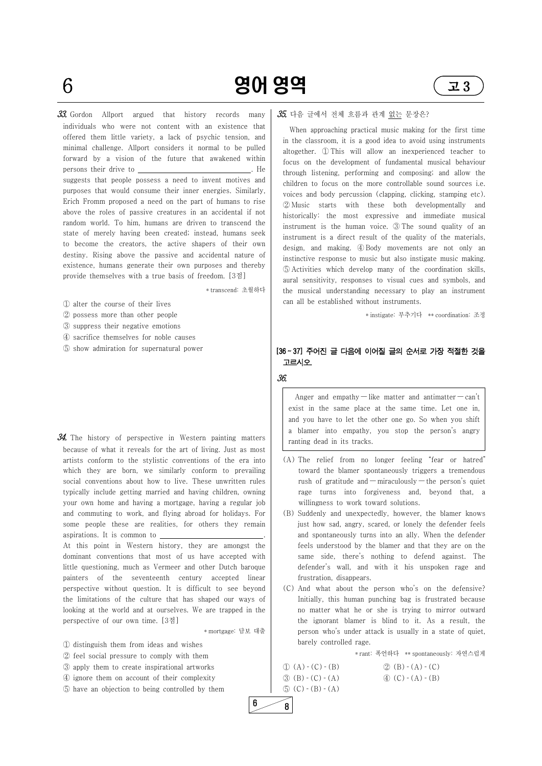**33.** Gordon Allport argued that history records many individuals who were not content with an existence that offered them little variety, a lack of psychic tension, and minimal challenge. Allport considers it normal to be pulled forward by a vision of the future that awakened within persons their drive to ______________________. He suggests that people possess a need to invent motives and purposes that would consume their inner energies. Similarly, Erich Fromm proposed a need on the part of humans to rise above the roles of passive creatures in an accidental if not random world. To him, humans are driven to transcend the state of merely having been created; instead, humans seek to become the creators, the active shapers of their own destiny. Rising above the passive and accidental nature of existence, humans generate their own purposes and thereby provide themselves with a true basis of freedom. [3점]

*transcend: 초월하다

① alter the course of their lives
② possess more than other people
③ suppress their negative emotions
④ sacrifice themselves for noble causes
⑤ show admiration for supernatural power

**34.** The history of perspective in Western painting matters because of what it reveals for the art of living. Just as most artists conform to the stylistic conventions of the era into which they are born, we similarly conform to prevailing social conventions about how to live. These unwritten rules typically include getting married and having children, owning your own home and having a mortgage, having a regular job and commuting to work, and flying abroad for holidays. For some people these are realities, for others they remain aspirations. It is common to ______________________. At this point in Western history, they are amongst the dominant conventions that most of us have accepted with little questioning, much as Vermeer and other Dutch baroque painters of the seventeenth century accepted linear perspective without question. It is difficult to see beyond the limitations of the culture that has shaped our ways of looking at the world and at ourselves. We are trapped in the perspective of our own time. [3점]

*mortgage: 담보 대출

① distinguish them from ideas and wishes
② feel social pressure to comply with them
③ apply them to create inspirational artworks
④ ignore them on account of their complexity
⑤ have an objection to being controlled by them

**35.** 다음 글에서 전체 흐름과 관계 없는 문장은?

When approaching practical music making for the first time in the classroom, it is a good idea to avoid using instruments altogether. ① This will allow an inexperienced teacher to focus on the development of fundamental musical behaviour through listening, performing and composing; and allow the children to focus on the more controllable sound sources i.e. voices and body percussion (clapping, clicking, stamping etc). ② Music starts with these both developmentally and historically: the most expressive and immediate musical instrument is the human voice. ③ The sound quality of an instrument is a direct result of the quality of the materials, design, and making. ④ Body movements are not only an instinctive response to music but also instigate music making. ⑤ Activities which develop many of the coordination skills, aural sensitivity, responses to visual cues and symbols, and the musical understanding necessary to play an instrument can all be established without instruments.

*instigate: 부추기다 **coordination: 조정

**[36 ~ 37] 주어진 글 다음에 이어질 글의 순서로 가장 적절한 것을 고르시오.**

**36.**

> Anger and empathy — like matter and antimatter — can't exist in the same place at the same time. Let one in, and you have to let the other one go. So when you shift a blamer into empathy, you stop the person's angry ranting dead in its tracks.

(A) The relief from no longer feeling "fear or hatred" toward the blamer spontaneously triggers a tremendous rush of gratitude and — miraculously — the person's quiet rage turns into forgiveness and, beyond that, a willingness to work toward solutions.

(B) Suddenly and unexpectedly, however, the blamer knows just how sad, angry, scared, or lonely the defender feels and spontaneously turns into an ally. When the defender feels understood by the blamer and that they are on the same side, there's nothing to defend against. The defender's wall, and with it his unspoken rage and frustration, disappears.

(C) And what about the person who's on the defensive? Initially, this human punching bag is frustrated because no matter what he or she is trying to mirror outward the ignorant blamer is blind to it. As a result, the person who's under attack is usually in a state of quiet, barely controlled rage.

*rant: 폭언하다 **spontaneously: 자연스럽게

① (A) - (C) - (B)
② (B) - (A) - (C)
③ (B) - (C) - (A)
④ (C) - (A) - (B)
⑤ (C) - (B) - (A)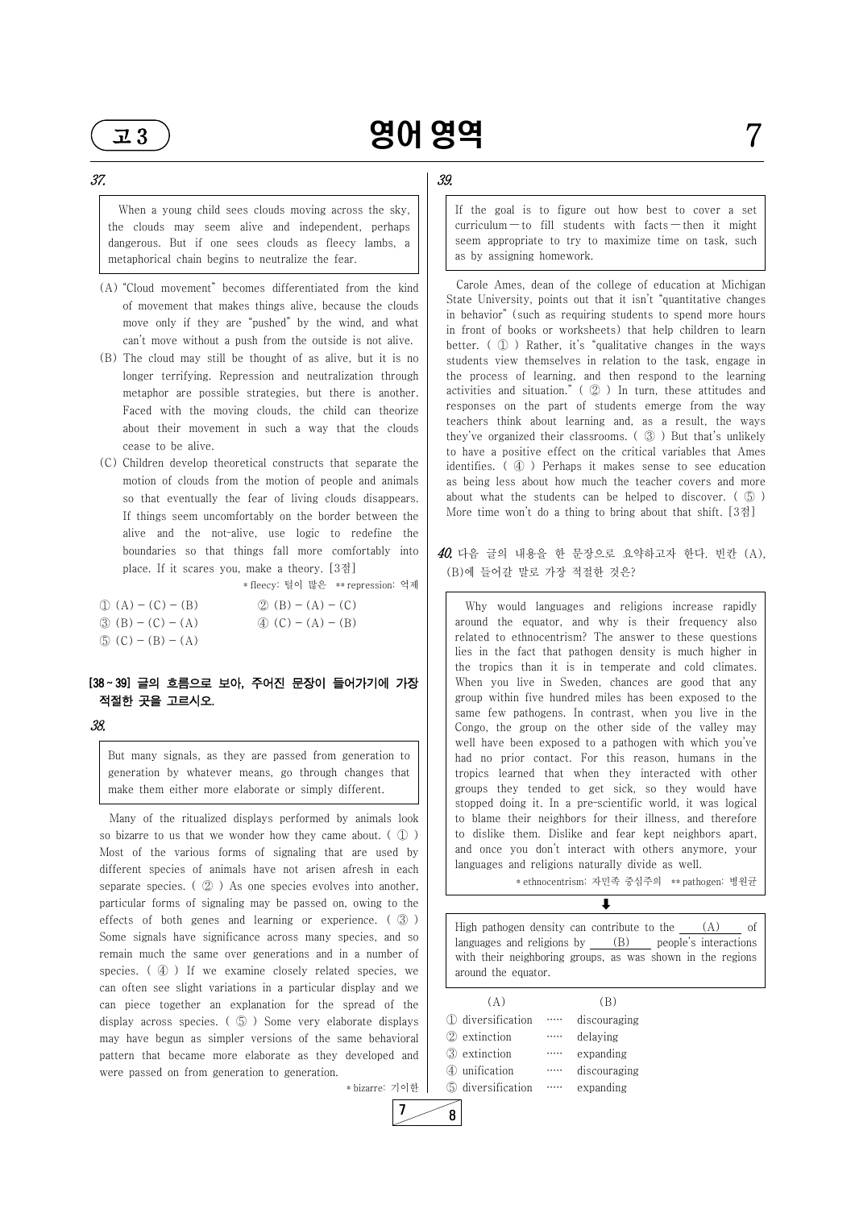**37.**

When a young child sees clouds moving across the sky, the clouds may seem alive and independent, perhaps dangerous. But if one sees clouds as fleecy lambs, a metaphorical chain begins to neutralize the fear.

(A) "Cloud movement" becomes differentiated from the kind of movement that makes things alive, because the clouds move only if they are "pushed" by the wind, and what can't move without a push from the outside is not alive.

(B) The cloud may still be thought of as alive, but it is no longer terrifying. Repression and neutralization through metaphor are possible strategies, but there is another. Faced with the moving clouds, the child can theorize about their movement in such a way that the clouds cease to be alive.

(C) Children develop theoretical constructs that separate the motion of clouds from the motion of people and animals so that eventually the fear of living clouds disappears. If things seem uncomfortably on the border between the alive and the not-alive, use logic to redefine the boundaries so that things fall more comfortably into place. If it scares you, make a theory. [3점]

\* fleecy: 털이 많은 \*\* repression: 억제

① (A) − (C) − (B)
② (B) − (A) − (C)
③ (B) − (C) − (A)
④ (C) − (A) − (B)
⑤ (C) − (B) − (A)

**[38 ~ 39] 글의 흐름으로 보아, 주어진 문장이 들어가기에 가장 적절한 곳을 고르시오.**

**38.**

But many signals, as they are passed from generation to generation by whatever means, go through changes that make them either more elaborate or simply different.

Many of the ritualized displays performed by animals look so bizarre to us that we wonder how they came about. ( ① ) Most of the various forms of signaling that are used by different species of animals have not arisen afresh in each separate species. ( ② ) As one species evolves into another, particular forms of signaling may be passed on, owing to the effects of both genes and learning or experience. ( ③ ) Some signals have significance across many species, and so remain much the same over generations and in a number of species. ( ④ ) If we examine closely related species, we can often see slight variations in a particular display and we can piece together an explanation for the spread of the display across species. ( ⑤ ) Some very elaborate displays may have begun as simpler versions of the same behavioral pattern that became more elaborate as they developed and were passed on from generation to generation.

\* bizarre: 기이한

**39.**

If the goal is to figure out how best to cover a set curriculum — to fill students with facts — then it might seem appropriate to try to maximize time on task, such as by assigning homework.

Carole Ames, dean of the college of education at Michigan State University, points out that it isn't "quantitative changes in behavior" (such as requiring students to spend more hours in front of books or worksheets) that help children to learn better. ( ① ) Rather, it's "qualitative changes in the ways students view themselves in relation to the task, engage in the process of learning, and then respond to the learning activities and situation." ( ② ) In turn, these attitudes and responses on the part of students emerge from the way teachers think about learning and, as a result, the ways they've organized their classrooms. ( ③ ) But that's unlikely to have a positive effect on the critical variables that Ames identifies. ( ④ ) Perhaps it makes sense to see education as being less about how much the teacher covers and more about what the students can be helped to discover. ( ⑤ ) More time won't do a thing to bring about that shift. [3점]

**40.** 다음 글의 내용을 한 문장으로 요약하고자 한다. 빈칸 (A), (B)에 들어갈 말로 가장 적절한 것은?

Why would languages and religions increase rapidly around the equator, and why is their frequency also related to ethnocentrism? The answer to these questions lies in the fact that pathogen density is much higher in the tropics than it is in temperate and cold climates. When you live in Sweden, chances are good that any group within five hundred miles has been exposed to the same few pathogens. In contrast, when you live in the Congo, the group on the other side of the valley may well have been exposed to a pathogen with which you've had no prior contact. For this reason, humans in the tropics learned that when they interacted with other groups they tended to get sick, so they would have stopped doing it. In a pre-scientific world, it was logical to blame their neighbors for their illness, and therefore to dislike them. Dislike and fear kept neighbors apart, and once you don't interact with others anymore, your languages and religions naturally divide as well.

\* ethnocentrism: 자민족 중심주의 \*\* pathogen: 병원균

⬇

High pathogen density can contribute to the ____(A)____ of languages and religions by ____(B)____ people's interactions with their neighboring groups, as was shown in the regions around the equator.

| | (A) | | (B) |
|---|---|---|---|
| ① | diversification | …… | discouraging |
| ② | extinction | …… | delaying |
| ③ | extinction | …… | expanding |
| ④ | unification | …… | discouraging |
| ⑤ | diversification | …… | expanding |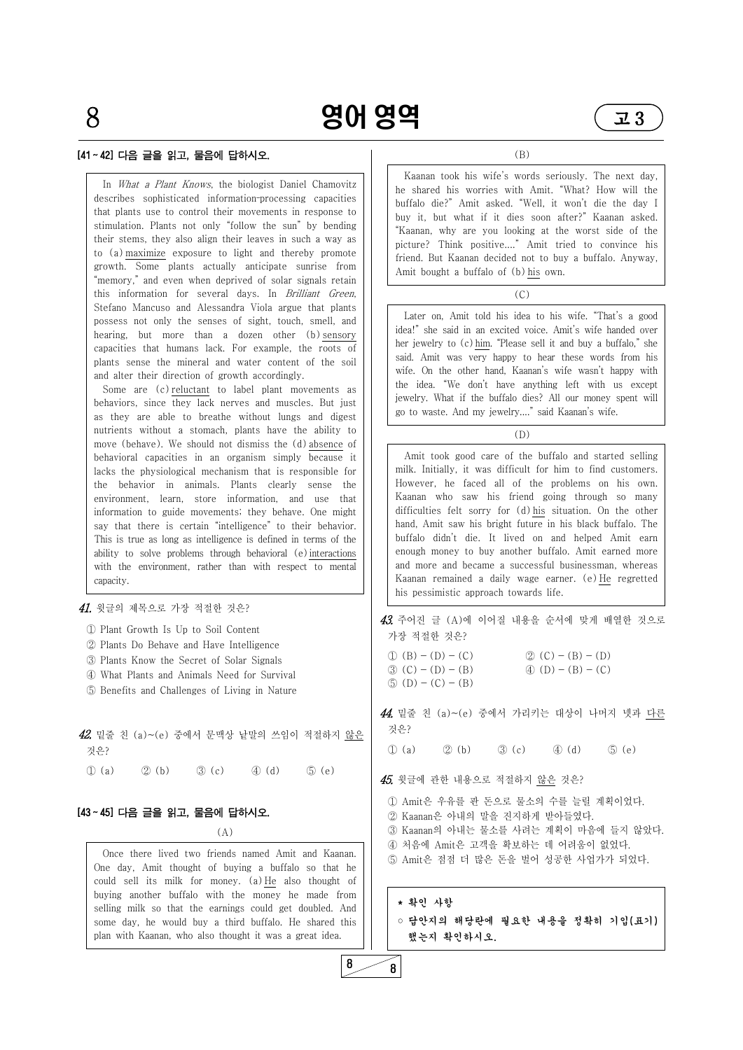**[41 ~ 42] 다음 글을 읽고, 물음에 답하시오.**

In *What a Plant Knows*, the biologist Daniel Chamovitz describes sophisticated information-processing capacities that plants use to control their movements in response to stimulation. Plants not only "follow the sun" by bending their stems, they also align their leaves in such a way as to (a) <u>maximize</u> exposure to light and thereby promote growth. Some plants actually anticipate sunrise from "memory," and even when deprived of solar signals retain this information for several days. In *Brilliant Green*, Stefano Mancuso and Alessandra Viola argue that plants possess not only the senses of sight, touch, smell, and hearing, but more than a dozen other (b) <u>sensory</u> capacities that humans lack. For example, the roots of plants sense the mineral and water content of the soil and alter their direction of growth accordingly.

Some are (c) <u>reluctant</u> to label plant movements as behaviors, since they lack nerves and muscles. But just as they are able to breathe without lungs and digest nutrients without a stomach, plants have the ability to move (behave). We should not dismiss the (d) <u>absence</u> of behavioral capacities in an organism simply because it lacks the physiological mechanism that is responsible for the behavior in animals. Plants clearly sense the environment, learn, store information, and use that information to guide movements; they behave. One might say that there is certain "intelligence" to their behavior. This is true as long as intelligence is defined in terms of the ability to solve problems through behavioral (e) <u>interactions</u> with the environment, rather than with respect to mental capacity.

**41.** 윗글의 제목으로 가장 적절한 것은?

① Plant Growth Is Up to Soil Content
② Plants Do Behave and Have Intelligence
③ Plants Know the Secret of Solar Signals
④ What Plants and Animals Need for Survival
⑤ Benefits and Challenges of Living in Nature

**42.** 밑줄 친 (a)~(e) 중에서 문맥상 낱말의 쓰임이 적절하지 <u>않은</u> 것은?

① (a) ② (b) ③ (c) ④ (d) ⑤ (e)

**[43 ~ 45] 다음 글을 읽고, 물음에 답하시오.**

(A)

Once there lived two friends named Amit and Kaanan. One day, Amit thought of buying a buffalo so that he could sell its milk for money. (a) <u>He</u> also thought of buying another buffalo with the money he made from selling milk so that the earnings could get doubled. And some day, he would buy a third buffalo. He shared this plan with Kaanan, who also thought it was a great idea.

(B)

Kaanan took his wife's words seriously. The next day, he shared his worries with Amit. "What? How will the buffalo die?" Amit asked. "Well, it won't die the day I buy it, but what if it dies soon after?" Kaanan asked. "Kaanan, why are you looking at the worst side of the picture? Think positive...." Amit tried to convince his friend. But Kaanan decided not to buy a buffalo. Anyway, Amit bought a buffalo of (b) <u>his</u> own.

(C)

Later on, Amit told his idea to his wife. "That's a good idea!" she said in an excited voice. Amit's wife handed over her jewelry to (c) <u>him</u>. "Please sell it and buy a buffalo," she said. Amit was very happy to hear these words from his wife. On the other hand, Kaanan's wife wasn't happy with the idea. "We don't have anything left with us except jewelry. What if the buffalo dies? All our money spent will go to waste. And my jewelry...." said Kaanan's wife.

(D)

Amit took good care of the buffalo and started selling milk. Initially, it was difficult for him to find customers. However, he faced all of the problems on his own. Kaanan who saw his friend going through so many difficulties felt sorry for (d) <u>his</u> situation. On the other hand, Amit saw his bright future in his black buffalo. The buffalo didn't die. It lived on and helped Amit earn enough money to buy another buffalo. Amit earned more and more and became a successful businessman, whereas Kaanan remained a daily wage earner. (e) <u>He</u> regretted his pessimistic approach towards life.

**43.** 주어진 글 (A)에 이어질 내용을 순서에 맞게 배열한 것으로 가장 적절한 것은?

① (B) − (D) − (C)
② (C) − (B) − (D)
③ (C) − (D) − (B)
④ (D) − (B) − (C)
⑤ (D) − (C) − (B)

**44.** 밑줄 친 (a)~(e) 중에서 가리키는 대상이 나머지 넷과 <u>다른</u> 것은?

① (a) ② (b) ③ (c) ④ (d) ⑤ (e)

**45.** 윗글에 관한 내용으로 적절하지 <u>않은</u> 것은?

① Amit은 우유를 판 돈으로 물소의 수를 늘릴 계획이었다.
② Kaanan은 아내의 말을 진지하게 받아들였다.
③ Kaanan의 아내는 물소를 사려는 계획이 마음에 들지 않았다.
④ 처음에 Amit은 고객을 확보하는 데 어려움이 없었다.
⑤ Amit은 점점 더 많은 돈을 벌어 성공한 사업가가 되었다.

**\* 확인 사항**

**○ 답안지의 해당란에 필요한 내용을 정확히 기입(표기)했는지 확인하시오.**